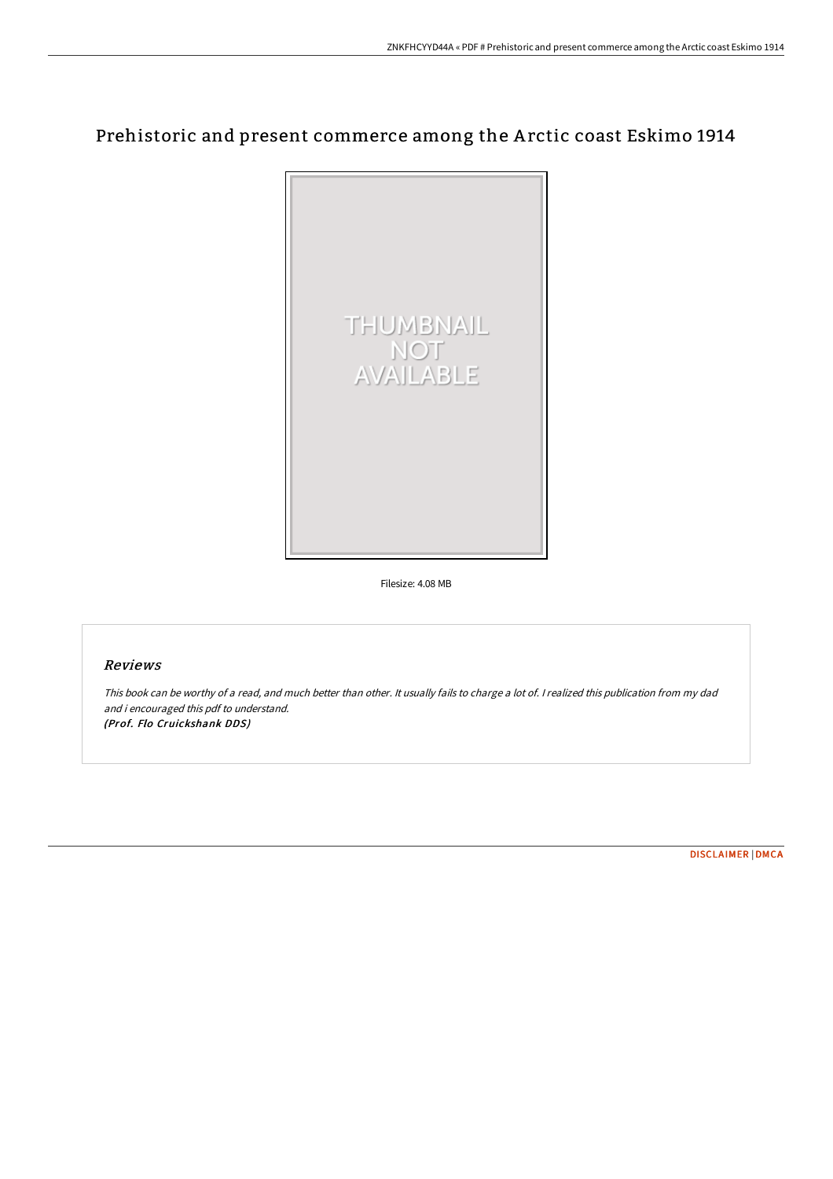# Prehistoric and present commerce among the Arctic coast Eskimo 1914

Filesize: 4.08 MB

## *Reviews*

*This book can be worthy of a read, and much better than other. It usually fails to charge a lot of. I realized this publication from my dad and i encouraged this pdf to understand.*
***(Prof. Flo Cruickshank DDS)***

DISCLAIMER | DMCA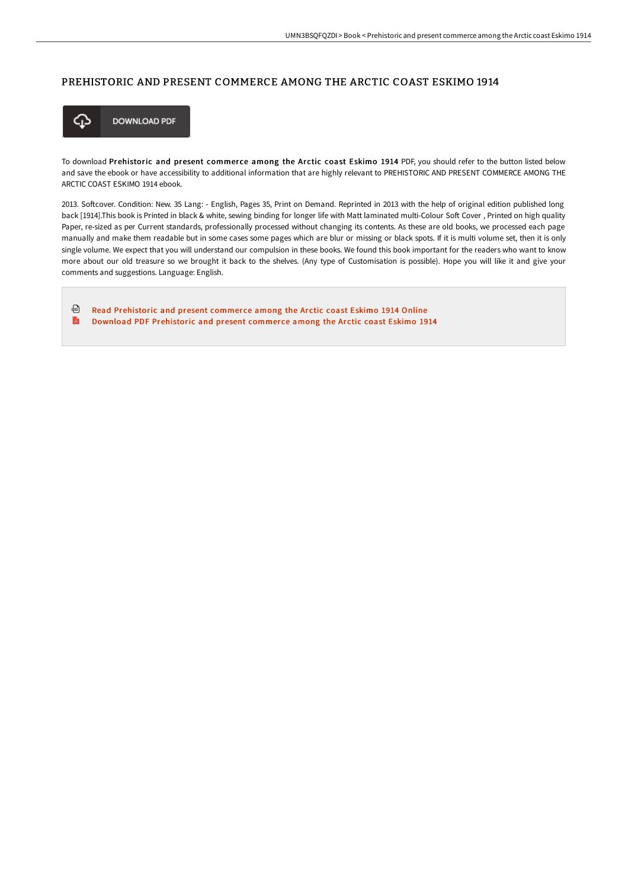# PREHISTORIC AND PRESENT COMMERCE AMONG THE ARCTIC COAST ESKIMO 1914

DOWNLOAD PDF

To download **Prehistoric and present commerce among the Arctic coast Eskimo 1914** PDF, you should refer to the button listed below and save the ebook or have accessibility to additional information that are highly relevant to PREHISTORIC AND PRESENT COMMERCE AMONG THE ARCTIC COAST ESKIMO 1914 ebook.

2013. Softcover. Condition: New. 35 Lang: - English, Pages 35, Print on Demand. Reprinted in 2013 with the help of original edition published long back [1914].This book is Printed in black & white, sewing binding for longer life with Matt laminated multi-Colour Soft Cover , Printed on high quality Paper, re-sized as per Current standards, professionally processed without changing its contents. As these are old books, we processed each page manually and make them readable but in some cases some pages which are blur or missing or black spots. If it is multi volume set, then it is only single volume. We expect that you will understand our compulsion in these books. We found this book important for the readers who want to know more about our old treasure so we brought it back to the shelves. (Any type of Customisation is possible). Hope you will like it and give your comments and suggestions. Language: English.

- Read Prehistoric and present commerce among the Arctic coast Eskimo 1914 Online
- Download PDF Prehistoric and present commerce among the Arctic coast Eskimo 1914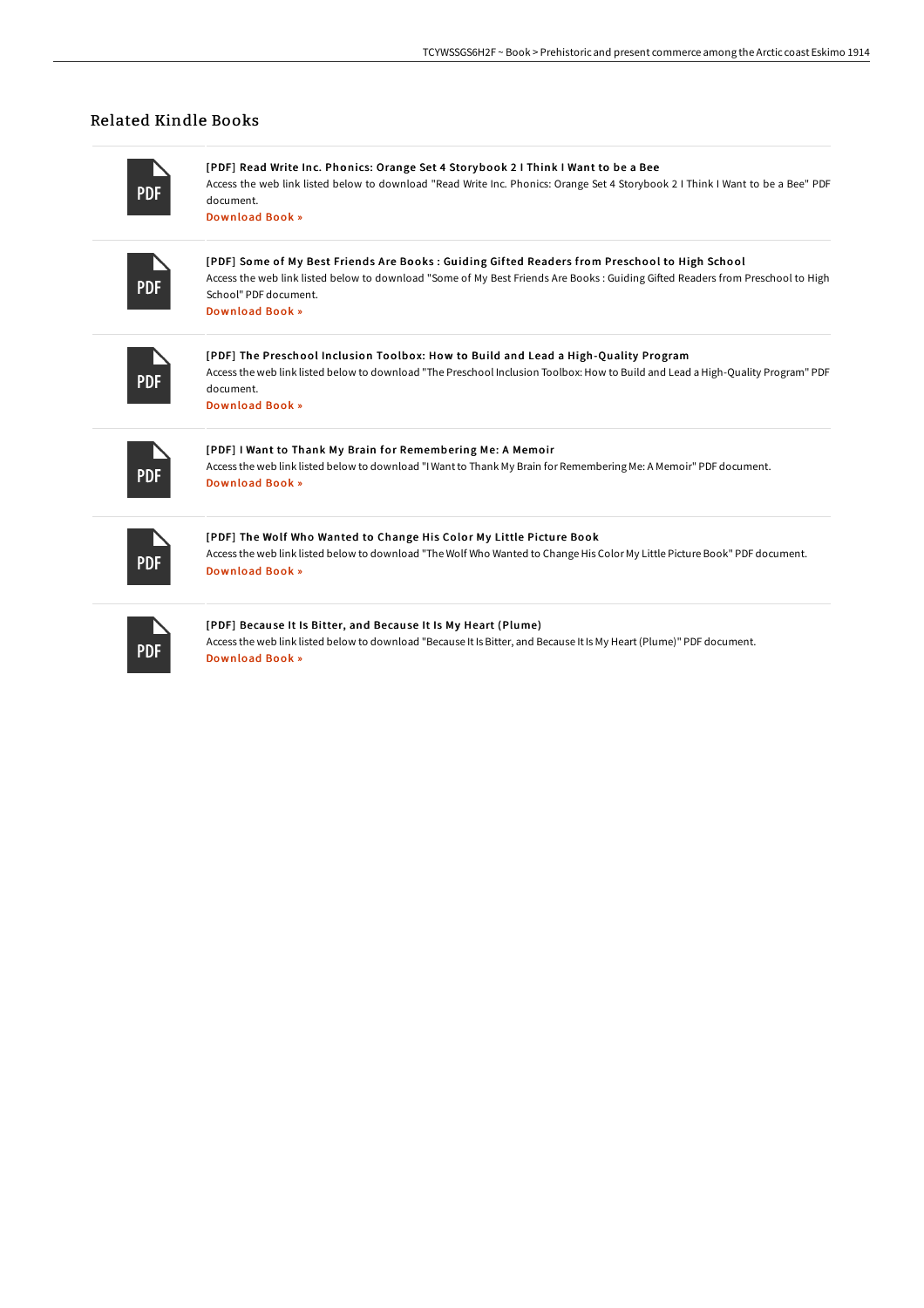## Related Kindle Books

**[PDF] Read Write Inc. Phonics: Orange Set 4 Storybook 2 I Think I Want to be a Bee**

Access the web link listed below to download "Read Write Inc. Phonics: Orange Set 4 Storybook 2 I Think I Want to be a Bee" PDF document.

Download Book »

**[PDF] Some of My Best Friends Are Books : Guiding Gifted Readers from Preschool to High School**

Access the web link listed below to download "Some of My Best Friends Are Books : Guiding Gifted Readers from Preschool to High School" PDF document.

Download Book »

**[PDF] The Preschool Inclusion Toolbox: How to Build and Lead a High-Quality Program**

Access the web link listed below to download "The Preschool Inclusion Toolbox: How to Build and Lead a High-Quality Program" PDF document.

Download Book »

**[PDF] I Want to Thank My Brain for Remembering Me: A Memoir**

Access the web link listed below to download "I Want to Thank My Brain for Remembering Me: A Memoir" PDF document.

Download Book »

**[PDF] The Wolf Who Wanted to Change His Color My Little Picture Book**

Access the web link listed below to download "The Wolf Who Wanted to Change His Color My Little Picture Book" PDF document.

Download Book »

**[PDF] Because It Is Bitter, and Because It Is My Heart (Plume)**

Access the web link listed below to download "Because It Is Bitter, and Because It Is My Heart (Plume)" PDF document.

Download Book »